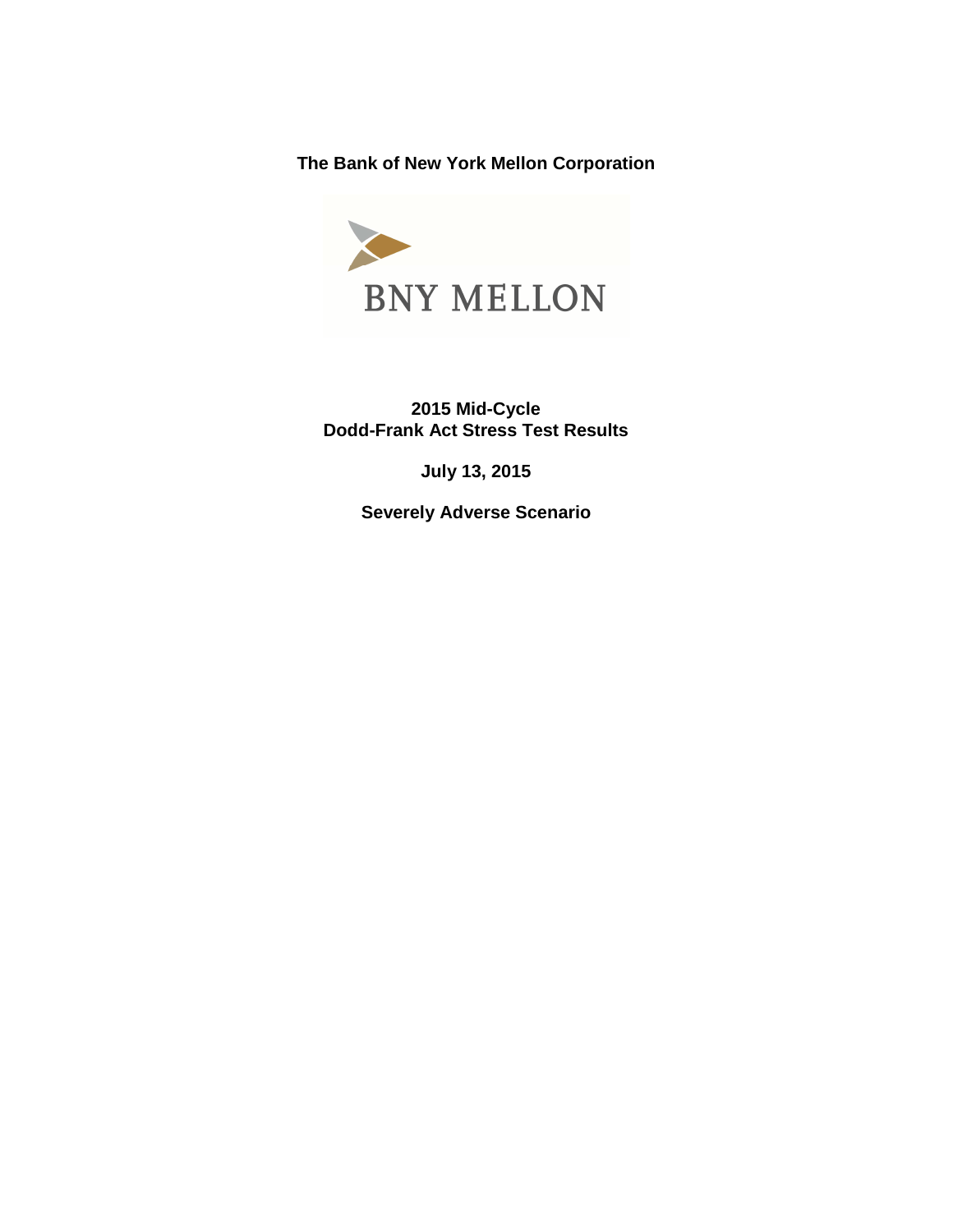**The Bank of New York Mellon Corporation**

BNY MELLON

**2015 Mid-Cycle**
**Dodd-Frank Act Stress Test Results**

**July 13, 2015**

**Severely Adverse Scenario**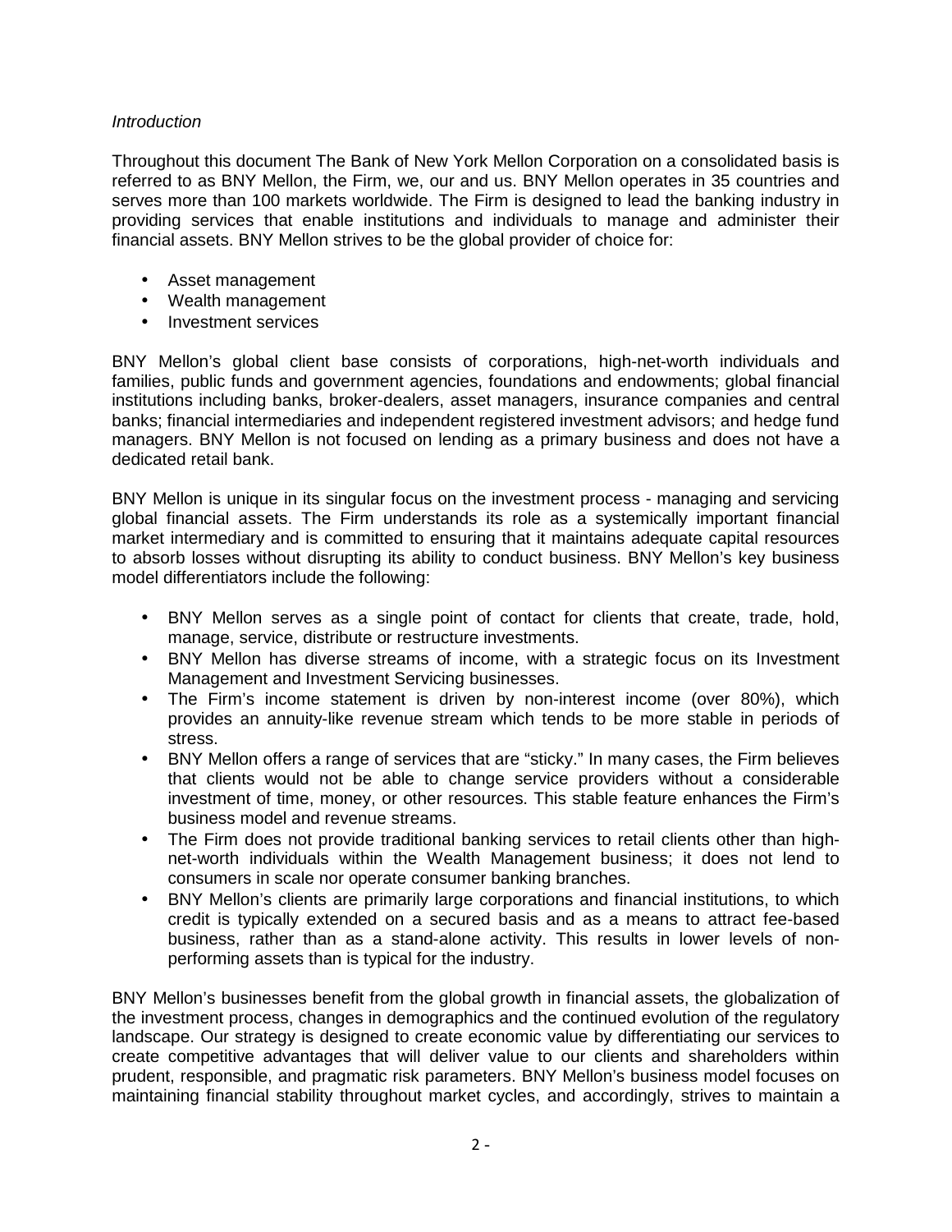*Introduction*

Throughout this document The Bank of New York Mellon Corporation on a consolidated basis is referred to as BNY Mellon, the Firm, we, our and us. BNY Mellon operates in 35 countries and serves more than 100 markets worldwide. The Firm is designed to lead the banking industry in providing services that enable institutions and individuals to manage and administer their financial assets. BNY Mellon strives to be the global provider of choice for:

- Asset management
- Wealth management
- Investment services

BNY Mellon's global client base consists of corporations, high-net-worth individuals and families, public funds and government agencies, foundations and endowments; global financial institutions including banks, broker-dealers, asset managers, insurance companies and central banks; financial intermediaries and independent registered investment advisors; and hedge fund managers. BNY Mellon is not focused on lending as a primary business and does not have a dedicated retail bank.

BNY Mellon is unique in its singular focus on the investment process - managing and servicing global financial assets. The Firm understands its role as a systemically important financial market intermediary and is committed to ensuring that it maintains adequate capital resources to absorb losses without disrupting its ability to conduct business. BNY Mellon's key business model differentiators include the following:

- BNY Mellon serves as a single point of contact for clients that create, trade, hold, manage, service, distribute or restructure investments.
- BNY Mellon has diverse streams of income, with a strategic focus on its Investment Management and Investment Servicing businesses.
- The Firm's income statement is driven by non-interest income (over 80%), which provides an annuity-like revenue stream which tends to be more stable in periods of stress.
- BNY Mellon offers a range of services that are "sticky." In many cases, the Firm believes that clients would not be able to change service providers without a considerable investment of time, money, or other resources. This stable feature enhances the Firm's business model and revenue streams.
- The Firm does not provide traditional banking services to retail clients other than high-net-worth individuals within the Wealth Management business; it does not lend to consumers in scale nor operate consumer banking branches.
- BNY Mellon's clients are primarily large corporations and financial institutions, to which credit is typically extended on a secured basis and as a means to attract fee-based business, rather than as a stand-alone activity. This results in lower levels of non-performing assets than is typical for the industry.

BNY Mellon's businesses benefit from the global growth in financial assets, the globalization of the investment process, changes in demographics and the continued evolution of the regulatory landscape. Our strategy is designed to create economic value by differentiating our services to create competitive advantages that will deliver value to our clients and shareholders within prudent, responsible, and pragmatic risk parameters. BNY Mellon's business model focuses on maintaining financial stability throughout market cycles, and accordingly, strives to maintain a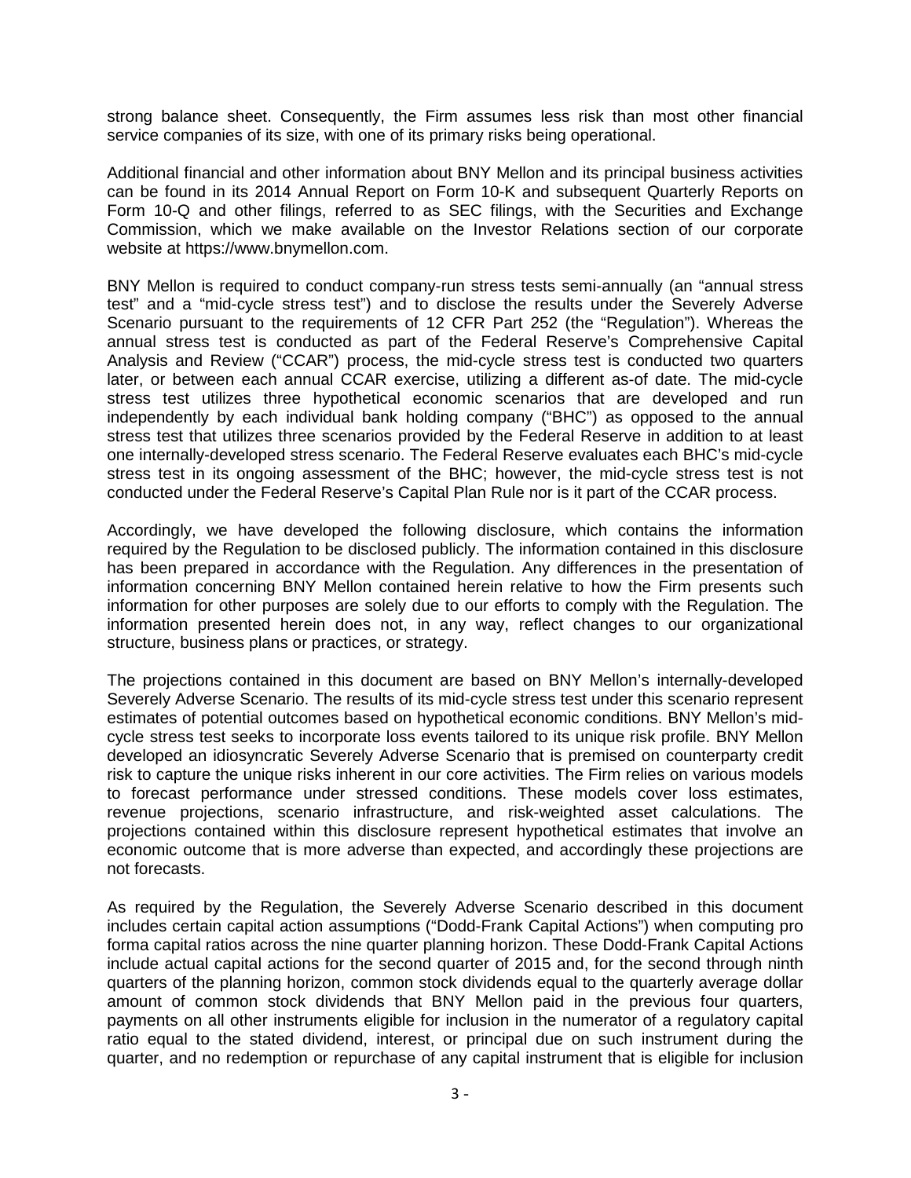strong balance sheet. Consequently, the Firm assumes less risk than most other financial service companies of its size, with one of its primary risks being operational.

Additional financial and other information about BNY Mellon and its principal business activities can be found in its 2014 Annual Report on Form 10-K and subsequent Quarterly Reports on Form 10-Q and other filings, referred to as SEC filings, with the Securities and Exchange Commission, which we make available on the Investor Relations section of our corporate website at https://www.bnymellon.com.

BNY Mellon is required to conduct company-run stress tests semi-annually (an "annual stress test" and a "mid-cycle stress test") and to disclose the results under the Severely Adverse Scenario pursuant to the requirements of 12 CFR Part 252 (the "Regulation"). Whereas the annual stress test is conducted as part of the Federal Reserve's Comprehensive Capital Analysis and Review ("CCAR") process, the mid-cycle stress test is conducted two quarters later, or between each annual CCAR exercise, utilizing a different as-of date. The mid-cycle stress test utilizes three hypothetical economic scenarios that are developed and run independently by each individual bank holding company ("BHC") as opposed to the annual stress test that utilizes three scenarios provided by the Federal Reserve in addition to at least one internally-developed stress scenario. The Federal Reserve evaluates each BHC's mid-cycle stress test in its ongoing assessment of the BHC; however, the mid-cycle stress test is not conducted under the Federal Reserve's Capital Plan Rule nor is it part of the CCAR process.

Accordingly, we have developed the following disclosure, which contains the information required by the Regulation to be disclosed publicly. The information contained in this disclosure has been prepared in accordance with the Regulation. Any differences in the presentation of information concerning BNY Mellon contained herein relative to how the Firm presents such information for other purposes are solely due to our efforts to comply with the Regulation. The information presented herein does not, in any way, reflect changes to our organizational structure, business plans or practices, or strategy.

The projections contained in this document are based on BNY Mellon's internally-developed Severely Adverse Scenario. The results of its mid-cycle stress test under this scenario represent estimates of potential outcomes based on hypothetical economic conditions. BNY Mellon's mid-cycle stress test seeks to incorporate loss events tailored to its unique risk profile. BNY Mellon developed an idiosyncratic Severely Adverse Scenario that is premised on counterparty credit risk to capture the unique risks inherent in our core activities. The Firm relies on various models to forecast performance under stressed conditions. These models cover loss estimates, revenue projections, scenario infrastructure, and risk-weighted asset calculations. The projections contained within this disclosure represent hypothetical estimates that involve an economic outcome that is more adverse than expected, and accordingly these projections are not forecasts.

As required by the Regulation, the Severely Adverse Scenario described in this document includes certain capital action assumptions ("Dodd-Frank Capital Actions") when computing pro forma capital ratios across the nine quarter planning horizon. These Dodd-Frank Capital Actions include actual capital actions for the second quarter of 2015 and, for the second through ninth quarters of the planning horizon, common stock dividends equal to the quarterly average dollar amount of common stock dividends that BNY Mellon paid in the previous four quarters, payments on all other instruments eligible for inclusion in the numerator of a regulatory capital ratio equal to the stated dividend, interest, or principal due on such instrument during the quarter, and no redemption or repurchase of any capital instrument that is eligible for inclusion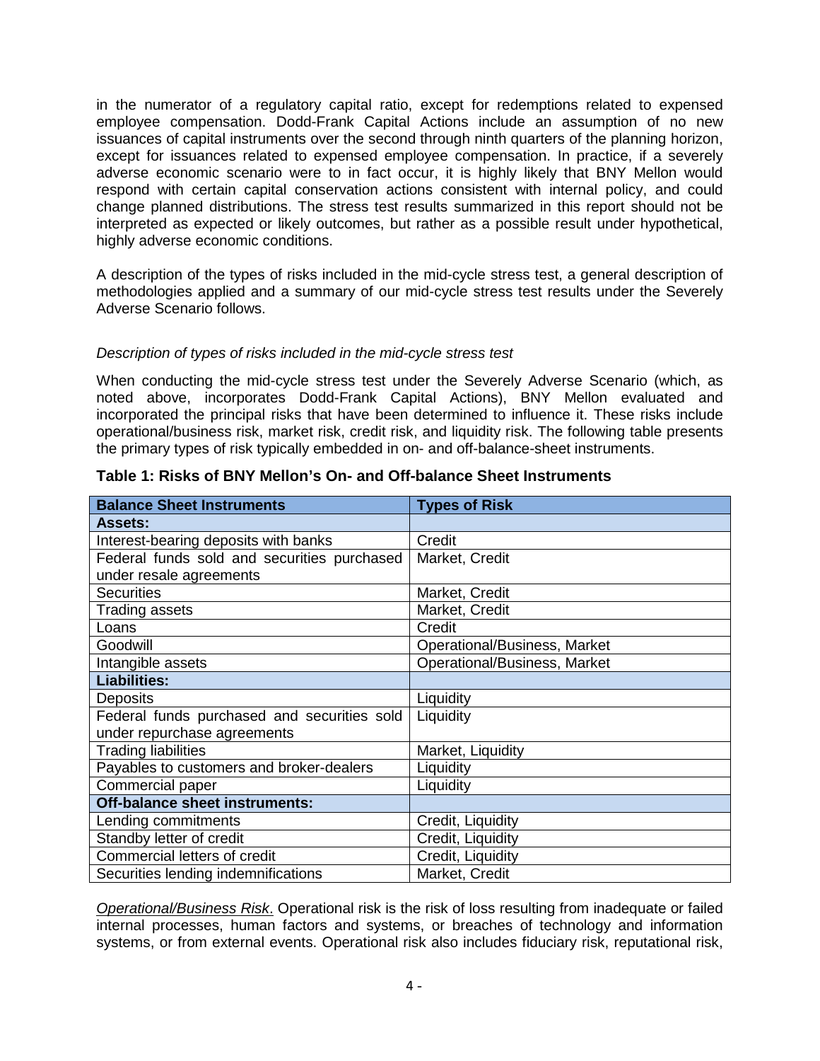in the numerator of a regulatory capital ratio, except for redemptions related to expensed employee compensation. Dodd-Frank Capital Actions include an assumption of no new issuances of capital instruments over the second through ninth quarters of the planning horizon, except for issuances related to expensed employee compensation. In practice, if a severely adverse economic scenario were to in fact occur, it is highly likely that BNY Mellon would respond with certain capital conservation actions consistent with internal policy, and could change planned distributions. The stress test results summarized in this report should not be interpreted as expected or likely outcomes, but rather as a possible result under hypothetical, highly adverse economic conditions.

A description of the types of risks included in the mid-cycle stress test, a general description of methodologies applied and a summary of our mid-cycle stress test results under the Severely Adverse Scenario follows.

*Description of types of risks included in the mid-cycle stress test*

When conducting the mid-cycle stress test under the Severely Adverse Scenario (which, as noted above, incorporates Dodd-Frank Capital Actions), BNY Mellon evaluated and incorporated the principal risks that have been determined to influence it. These risks include operational/business risk, market risk, credit risk, and liquidity risk. The following table presents the primary types of risk typically embedded in on- and off-balance-sheet instruments.

**Table 1: Risks of BNY Mellon's On- and Off-balance Sheet Instruments**

| Balance Sheet Instruments | Types of Risk |
|---|---|
| **Assets:** | |
| Interest-bearing deposits with banks | Credit |
| Federal funds sold and securities purchased under resale agreements | Market, Credit |
| Securities | Market, Credit |
| Trading assets | Market, Credit |
| Loans | Credit |
| Goodwill | Operational/Business, Market |
| Intangible assets | Operational/Business, Market |
| **Liabilities:** | |
| Deposits | Liquidity |
| Federal funds purchased and securities sold under repurchase agreements | Liquidity |
| Trading liabilities | Market, Liquidity |
| Payables to customers and broker-dealers | Liquidity |
| Commercial paper | Liquidity |
| **Off-balance sheet instruments:** | |
| Lending commitments | Credit, Liquidity |
| Standby letter of credit | Credit, Liquidity |
| Commercial letters of credit | Credit, Liquidity |
| Securities lending indemnifications | Market, Credit |

*Operational/Business Risk*. Operational risk is the risk of loss resulting from inadequate or failed internal processes, human factors and systems, or breaches of technology and information systems, or from external events. Operational risk also includes fiduciary risk, reputational risk,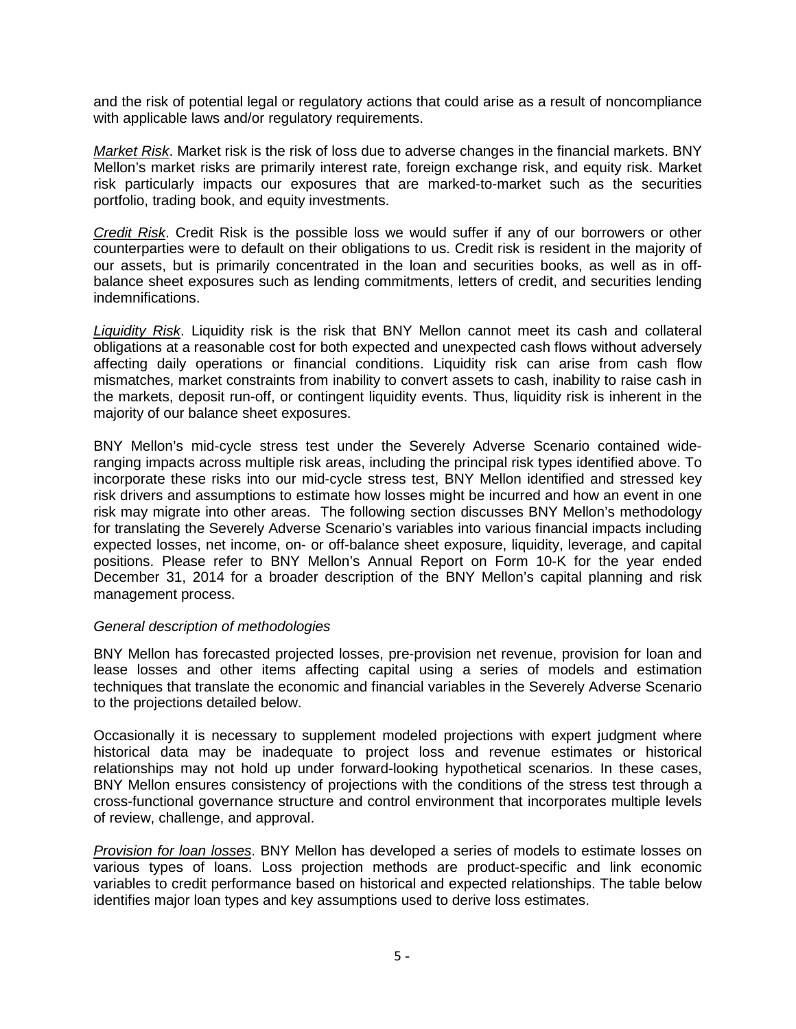and the risk of potential legal or regulatory actions that could arise as a result of noncompliance with applicable laws and/or regulatory requirements.

*Market Risk*. Market risk is the risk of loss due to adverse changes in the financial markets. BNY Mellon's market risks are primarily interest rate, foreign exchange risk, and equity risk. Market risk particularly impacts our exposures that are marked-to-market such as the securities portfolio, trading book, and equity investments.

*Credit Risk*. Credit Risk is the possible loss we would suffer if any of our borrowers or other counterparties were to default on their obligations to us. Credit risk is resident in the majority of our assets, but is primarily concentrated in the loan and securities books, as well as in off-balance sheet exposures such as lending commitments, letters of credit, and securities lending indemnifications.

*Liquidity Risk*. Liquidity risk is the risk that BNY Mellon cannot meet its cash and collateral obligations at a reasonable cost for both expected and unexpected cash flows without adversely affecting daily operations or financial conditions. Liquidity risk can arise from cash flow mismatches, market constraints from inability to convert assets to cash, inability to raise cash in the markets, deposit run-off, or contingent liquidity events. Thus, liquidity risk is inherent in the majority of our balance sheet exposures.

BNY Mellon's mid-cycle stress test under the Severely Adverse Scenario contained wide-ranging impacts across multiple risk areas, including the principal risk types identified above. To incorporate these risks into our mid-cycle stress test, BNY Mellon identified and stressed key risk drivers and assumptions to estimate how losses might be incurred and how an event in one risk may migrate into other areas. The following section discusses BNY Mellon's methodology for translating the Severely Adverse Scenario's variables into various financial impacts including expected losses, net income, on- or off-balance sheet exposure, liquidity, leverage, and capital positions. Please refer to BNY Mellon's Annual Report on Form 10-K for the year ended December 31, 2014 for a broader description of the BNY Mellon's capital planning and risk management process.

*General description of methodologies*

BNY Mellon has forecasted projected losses, pre-provision net revenue, provision for loan and lease losses and other items affecting capital using a series of models and estimation techniques that translate the economic and financial variables in the Severely Adverse Scenario to the projections detailed below.

Occasionally it is necessary to supplement modeled projections with expert judgment where historical data may be inadequate to project loss and revenue estimates or historical relationships may not hold up under forward-looking hypothetical scenarios. In these cases, BNY Mellon ensures consistency of projections with the conditions of the stress test through a cross-functional governance structure and control environment that incorporates multiple levels of review, challenge, and approval.

*Provision for loan losses*. BNY Mellon has developed a series of models to estimate losses on various types of loans. Loss projection methods are product-specific and link economic variables to credit performance based on historical and expected relationships. The table below identifies major loan types and key assumptions used to derive loss estimates.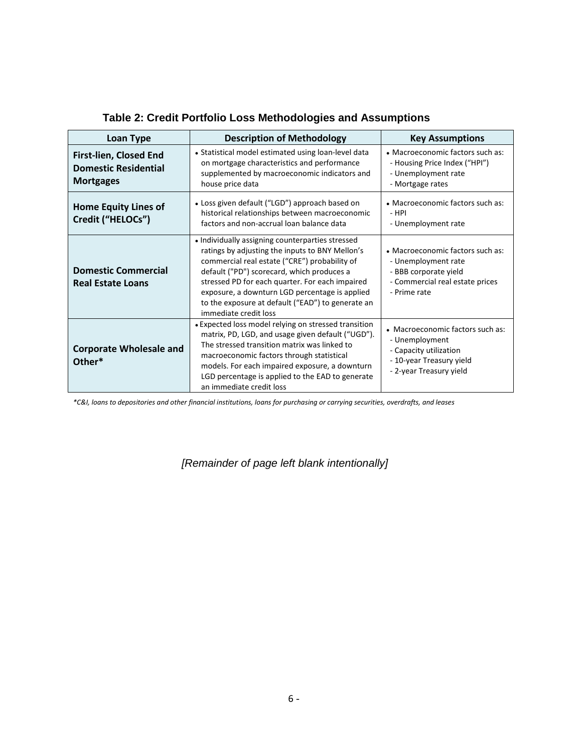## Table 2: Credit Portfolio Loss Methodologies and Assumptions

| Loan Type | Description of Methodology | Key Assumptions |
|---|---|---|
| **First-lien, Closed End Domestic Residential Mortgages** | • Statistical model estimated using loan-level data on mortgage characteristics and performance supplemented by macroeconomic indicators and house price data | • Macroeconomic factors such as:<br>- Housing Price Index ("HPI")<br>- Unemployment rate<br>- Mortgage rates |
| **Home Equity Lines of Credit ("HELOCs")** | • Loss given default ("LGD") approach based on historical relationships between macroeconomic factors and non-accrual loan balance data | • Macroeconomic factors such as:<br>- HPI<br>- Unemployment rate |
| **Domestic Commercial Real Estate Loans** | • Individually assigning counterparties stressed ratings by adjusting the inputs to BNY Mellon's commercial real estate ("CRE") probability of default ("PD") scorecard, which produces a stressed PD for each quarter. For each impaired exposure, a downturn LGD percentage is applied to the exposure at default ("EAD") to generate an immediate credit loss | • Macroeconomic factors such as:<br>- Unemployment rate<br>- BBB corporate yield<br>- Commercial real estate prices<br>- Prime rate |
| **Corporate Wholesale and Other*** | • Expected loss model relying on stressed transition matrix, PD, LGD, and usage given default ("UGD"). The stressed transition matrix was linked to macroeconomic factors through statistical models. For each impaired exposure, a downturn LGD percentage is applied to the EAD to generate an immediate credit loss | • Macroeconomic factors such as:<br>- Unemployment<br>- Capacity utilization<br>- 10-year Treasury yield<br>- 2-year Treasury yield |

*\*C&I, loans to depositories and other financial institutions, loans for purchasing or carrying securities, overdrafts, and leases*

*[Remainder of page left blank intentionally]*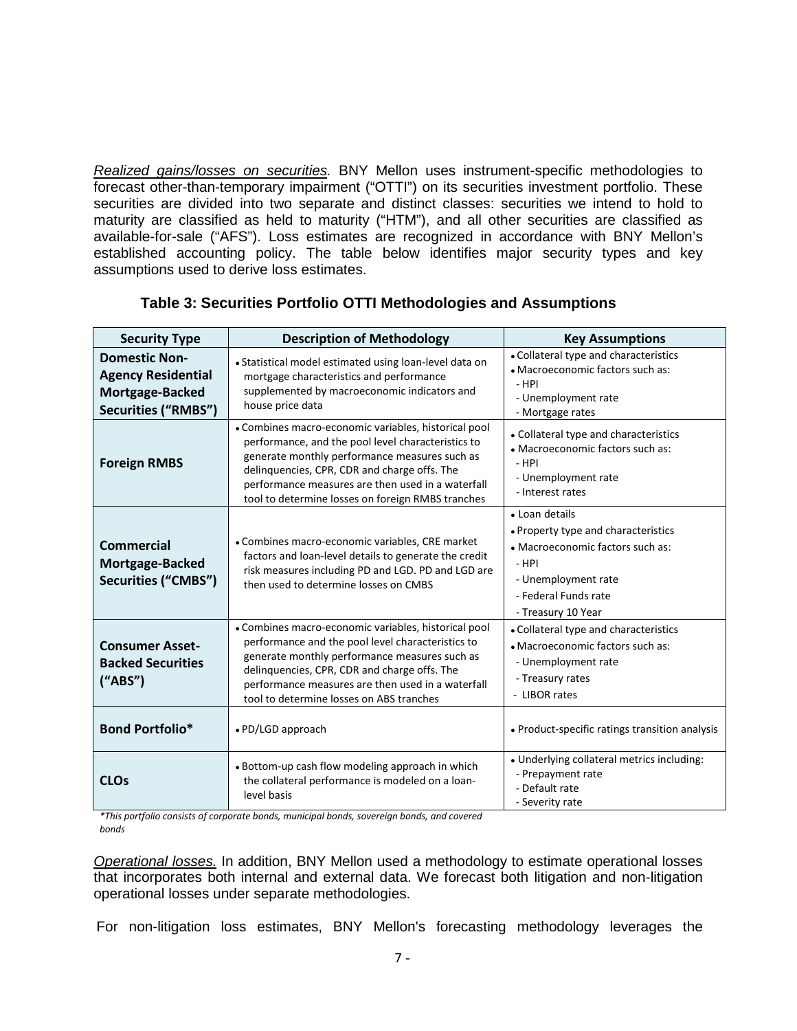*Realized gains/losses on securities.* BNY Mellon uses instrument-specific methodologies to forecast other-than-temporary impairment ("OTTI") on its securities investment portfolio. These securities are divided into two separate and distinct classes: securities we intend to hold to maturity are classified as held to maturity ("HTM"), and all other securities are classified as available-for-sale ("AFS"). Loss estimates are recognized in accordance with BNY Mellon's established accounting policy. The table below identifies major security types and key assumptions used to derive loss estimates.

**Table 3: Securities Portfolio OTTI Methodologies and Assumptions**

| Security Type | Description of Methodology | Key Assumptions |
|---|---|---|
| **Domestic Non-Agency Residential Mortgage-Backed Securities ("RMBS")** | • Statistical model estimated using loan-level data on mortgage characteristics and performance supplemented by macroeconomic indicators and house price data | • Collateral type and characteristics<br>• Macroeconomic factors such as:<br>- HPI<br>- Unemployment rate<br>- Mortgage rates |
| **Foreign RMBS** | • Combines macro-economic variables, historical pool performance, and the pool level characteristics to generate monthly performance measures such as delinquencies, CPR, CDR and charge offs. The performance measures are then used in a waterfall tool to determine losses on foreign RMBS tranches | • Collateral type and characteristics<br>• Macroeconomic factors such as:<br>- HPI<br>- Unemployment rate<br>- Interest rates |
| **Commercial Mortgage-Backed Securities ("CMBS")** | • Combines macro-economic variables, CRE market factors and loan-level details to generate the credit risk measures including PD and LGD. PD and LGD are then used to determine losses on CMBS | • Loan details<br>• Property type and characteristics<br>• Macroeconomic factors such as:<br>- HPI<br>- Unemployment rate<br>- Federal Funds rate<br>- Treasury 10 Year |
| **Consumer Asset-Backed Securities ("ABS")** | • Combines macro-economic variables, historical pool performance and the pool level characteristics to generate monthly performance measures such as delinquencies, CPR, CDR and charge offs. The performance measures are then used in a waterfall tool to determine losses on ABS tranches | • Collateral type and characteristics<br>• Macroeconomic factors such as:<br>- Unemployment rate<br>- Treasury rates<br>- LIBOR rates |
| **Bond Portfolio*** | • PD/LGD approach | • Product-specific ratings transition analysis |
| **CLOs** | • Bottom-up cash flow modeling approach in which the collateral performance is modeled on a loan-level basis | • Underlying collateral metrics including:<br>- Prepayment rate<br>- Default rate<br>- Severity rate |

*\*This portfolio consists of corporate bonds, municipal bonds, sovereign bonds, and covered bonds*

*Operational losses.* In addition, BNY Mellon used a methodology to estimate operational losses that incorporates both internal and external data. We forecast both litigation and non-litigation operational losses under separate methodologies.

For non-litigation loss estimates, BNY Mellon's forecasting methodology leverages the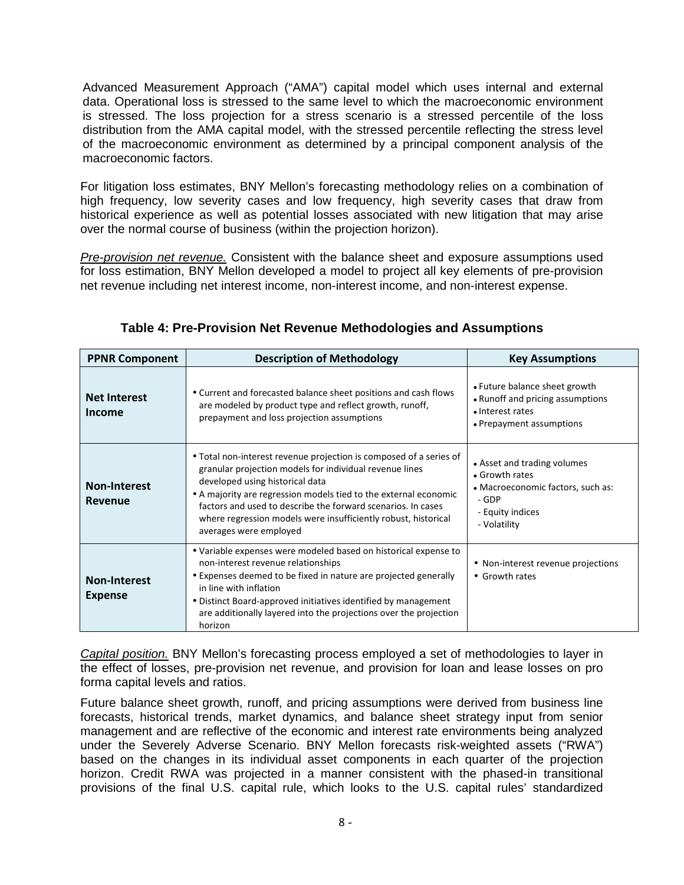Advanced Measurement Approach ("AMA") capital model which uses internal and external data. Operational loss is stressed to the same level to which the macroeconomic environment is stressed. The loss projection for a stress scenario is a stressed percentile of the loss distribution from the AMA capital model, with the stressed percentile reflecting the stress level of the macroeconomic environment as determined by a principal component analysis of the macroeconomic factors.

For litigation loss estimates, BNY Mellon's forecasting methodology relies on a combination of high frequency, low severity cases and low frequency, high severity cases that draw from historical experience as well as potential losses associated with new litigation that may arise over the normal course of business (within the projection horizon).

*Pre-provision net revenue.* Consistent with the balance sheet and exposure assumptions used for loss estimation, BNY Mellon developed a model to project all key elements of pre-provision net revenue including net interest income, non-interest income, and non-interest expense.

**Table 4: Pre-Provision Net Revenue Methodologies and Assumptions**

| PPNR Component | Description of Methodology | Key Assumptions |
|---|---|---|
| **Net Interest Income** | • Current and forecasted balance sheet positions and cash flows are modeled by product type and reflect growth, runoff, prepayment and loss projection assumptions | • Future balance sheet growth<br>• Runoff and pricing assumptions<br>• Interest rates<br>• Prepayment assumptions |
| **Non-Interest Revenue** | • Total non-interest revenue projection is composed of a series of granular projection models for individual revenue lines developed using historical data<br>• A majority are regression models tied to the external economic factors and used to describe the forward scenarios. In cases where regression models were insufficiently robust, historical averages were employed | • Asset and trading volumes<br>• Growth rates<br>• Macroeconomic factors, such as:<br>- GDP<br>- Equity indices<br>- Volatility |
| **Non-Interest Expense** | • Variable expenses were modeled based on historical expense to non-interest revenue relationships<br>• Expenses deemed to be fixed in nature are projected generally in line with inflation<br>• Distinct Board-approved initiatives identified by management are additionally layered into the projections over the projection horizon | • Non-interest revenue projections<br>• Growth rates |

*Capital position.* BNY Mellon's forecasting process employed a set of methodologies to layer in the effect of losses, pre-provision net revenue, and provision for loan and lease losses on pro forma capital levels and ratios.

Future balance sheet growth, runoff, and pricing assumptions were derived from business line forecasts, historical trends, market dynamics, and balance sheet strategy input from senior management and are reflective of the economic and interest rate environments being analyzed under the Severely Adverse Scenario. BNY Mellon forecasts risk-weighted assets ("RWA") based on the changes in its individual asset components in each quarter of the projection horizon. Credit RWA was projected in a manner consistent with the phased-in transitional provisions of the final U.S. capital rule, which looks to the U.S. capital rules' standardized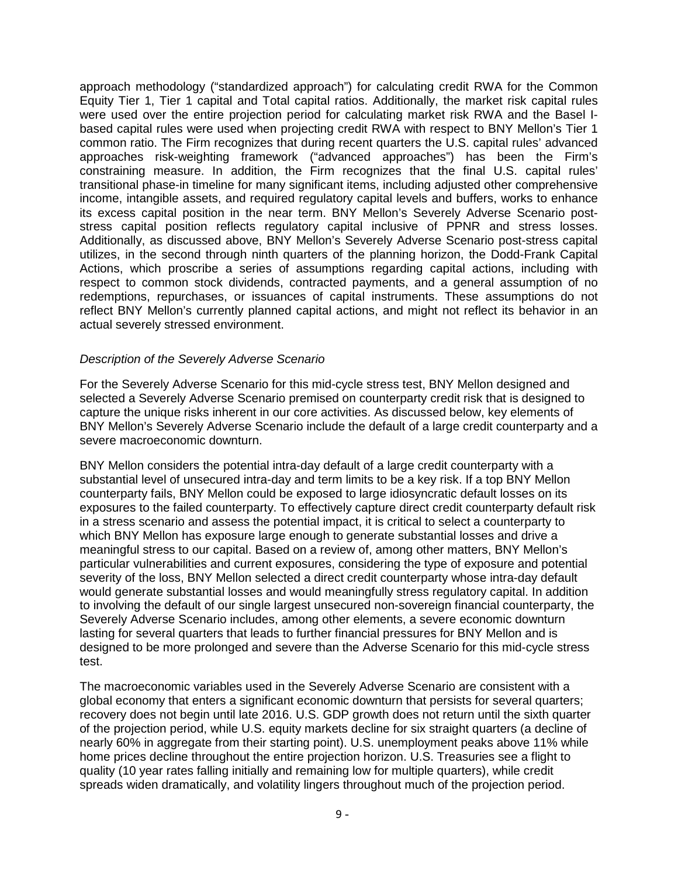approach methodology ("standardized approach") for calculating credit RWA for the Common Equity Tier 1, Tier 1 capital and Total capital ratios. Additionally, the market risk capital rules were used over the entire projection period for calculating market risk RWA and the Basel I-based capital rules were used when projecting credit RWA with respect to BNY Mellon's Tier 1 common ratio. The Firm recognizes that during recent quarters the U.S. capital rules' advanced approaches risk-weighting framework ("advanced approaches") has been the Firm's constraining measure. In addition, the Firm recognizes that the final U.S. capital rules' transitional phase-in timeline for many significant items, including adjusted other comprehensive income, intangible assets, and required regulatory capital levels and buffers, works to enhance its excess capital position in the near term. BNY Mellon's Severely Adverse Scenario post-stress capital position reflects regulatory capital inclusive of PPNR and stress losses. Additionally, as discussed above, BNY Mellon's Severely Adverse Scenario post-stress capital utilizes, in the second through ninth quarters of the planning horizon, the Dodd-Frank Capital Actions, which proscribe a series of assumptions regarding capital actions, including with respect to common stock dividends, contracted payments, and a general assumption of no redemptions, repurchases, or issuances of capital instruments. These assumptions do not reflect BNY Mellon's currently planned capital actions, and might not reflect its behavior in an actual severely stressed environment.

*Description of the Severely Adverse Scenario*

For the Severely Adverse Scenario for this mid-cycle stress test, BNY Mellon designed and selected a Severely Adverse Scenario premised on counterparty credit risk that is designed to capture the unique risks inherent in our core activities. As discussed below, key elements of BNY Mellon's Severely Adverse Scenario include the default of a large credit counterparty and a severe macroeconomic downturn.

BNY Mellon considers the potential intra-day default of a large credit counterparty with a substantial level of unsecured intra-day and term limits to be a key risk. If a top BNY Mellon counterparty fails, BNY Mellon could be exposed to large idiosyncratic default losses on its exposures to the failed counterparty. To effectively capture direct credit counterparty default risk in a stress scenario and assess the potential impact, it is critical to select a counterparty to which BNY Mellon has exposure large enough to generate substantial losses and drive a meaningful stress to our capital. Based on a review of, among other matters, BNY Mellon's particular vulnerabilities and current exposures, considering the type of exposure and potential severity of the loss, BNY Mellon selected a direct credit counterparty whose intra-day default would generate substantial losses and would meaningfully stress regulatory capital. In addition to involving the default of our single largest unsecured non-sovereign financial counterparty, the Severely Adverse Scenario includes, among other elements, a severe economic downturn lasting for several quarters that leads to further financial pressures for BNY Mellon and is designed to be more prolonged and severe than the Adverse Scenario for this mid-cycle stress test.

The macroeconomic variables used in the Severely Adverse Scenario are consistent with a global economy that enters a significant economic downturn that persists for several quarters; recovery does not begin until late 2016. U.S. GDP growth does not return until the sixth quarter of the projection period, while U.S. equity markets decline for six straight quarters (a decline of nearly 60% in aggregate from their starting point). U.S. unemployment peaks above 11% while home prices decline throughout the entire projection horizon. U.S. Treasuries see a flight to quality (10 year rates falling initially and remaining low for multiple quarters), while credit spreads widen dramatically, and volatility lingers throughout much of the projection period.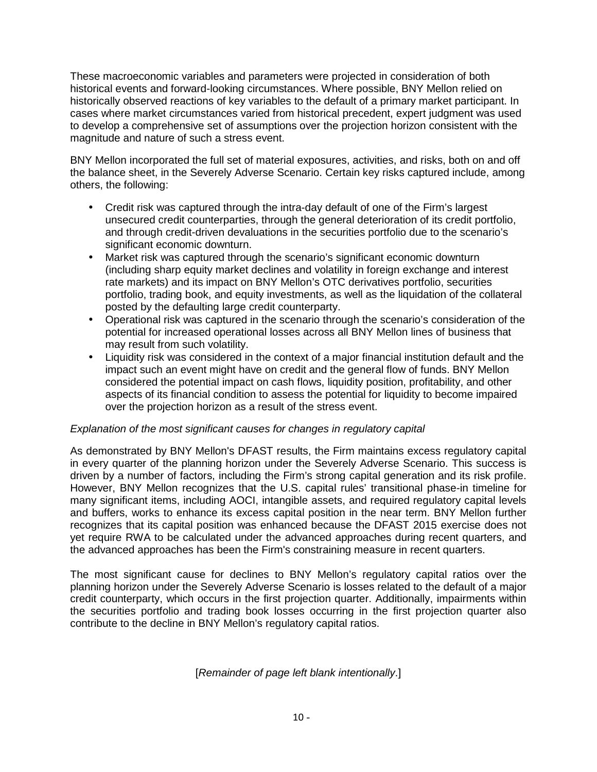These macroeconomic variables and parameters were projected in consideration of both historical events and forward-looking circumstances. Where possible, BNY Mellon relied on historically observed reactions of key variables to the default of a primary market participant. In cases where market circumstances varied from historical precedent, expert judgment was used to develop a comprehensive set of assumptions over the projection horizon consistent with the magnitude and nature of such a stress event.

BNY Mellon incorporated the full set of material exposures, activities, and risks, both on and off the balance sheet, in the Severely Adverse Scenario. Certain key risks captured include, among others, the following:

- Credit risk was captured through the intra-day default of one of the Firm's largest unsecured credit counterparties, through the general deterioration of its credit portfolio, and through credit-driven devaluations in the securities portfolio due to the scenario's significant economic downturn.
- Market risk was captured through the scenario's significant economic downturn (including sharp equity market declines and volatility in foreign exchange and interest rate markets) and its impact on BNY Mellon's OTC derivatives portfolio, securities portfolio, trading book, and equity investments, as well as the liquidation of the collateral posted by the defaulting large credit counterparty.
- Operational risk was captured in the scenario through the scenario's consideration of the potential for increased operational losses across all BNY Mellon lines of business that may result from such volatility.
- Liquidity risk was considered in the context of a major financial institution default and the impact such an event might have on credit and the general flow of funds. BNY Mellon considered the potential impact on cash flows, liquidity position, profitability, and other aspects of its financial condition to assess the potential for liquidity to become impaired over the projection horizon as a result of the stress event.

*Explanation of the most significant causes for changes in regulatory capital*

As demonstrated by BNY Mellon's DFAST results, the Firm maintains excess regulatory capital in every quarter of the planning horizon under the Severely Adverse Scenario. This success is driven by a number of factors, including the Firm's strong capital generation and its risk profile. However, BNY Mellon recognizes that the U.S. capital rules' transitional phase-in timeline for many significant items, including AOCI, intangible assets, and required regulatory capital levels and buffers, works to enhance its excess capital position in the near term. BNY Mellon further recognizes that its capital position was enhanced because the DFAST 2015 exercise does not yet require RWA to be calculated under the advanced approaches during recent quarters, and the advanced approaches has been the Firm's constraining measure in recent quarters.

The most significant cause for declines to BNY Mellon's regulatory capital ratios over the planning horizon under the Severely Adverse Scenario is losses related to the default of a major credit counterparty, which occurs in the first projection quarter. Additionally, impairments within the securities portfolio and trading book losses occurring in the first projection quarter also contribute to the decline in BNY Mellon's regulatory capital ratios.

[*Remainder of page left blank intentionally*.]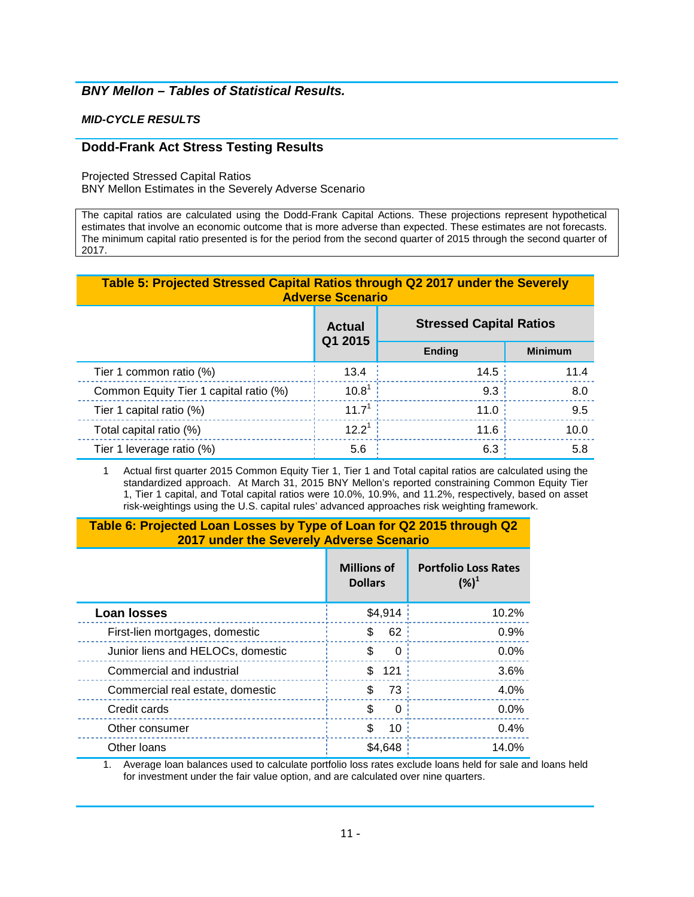## *BNY Mellon – Tables of Statistical Results.*

***MID-CYCLE RESULTS***

## Dodd-Frank Act Stress Testing Results

Projected Stressed Capital Ratios
BNY Mellon Estimates in the Severely Adverse Scenario

The capital ratios are calculated using the Dodd-Frank Capital Actions. These projections represent hypothetical estimates that involve an economic outcome that is more adverse than expected. These estimates are not forecasts. The minimum capital ratio presented is for the period from the second quarter of 2015 through the second quarter of 2017.

**Table 5: Projected Stressed Capital Ratios through Q2 2017 under the Severely Adverse Scenario**

| | Actual Q1 2015 | Stressed Capital Ratios | |
|---|---|---|---|
| | | Ending | Minimum |
| Tier 1 common ratio (%) | 13.4 | 14.5 | 11.4 |
| Common Equity Tier 1 capital ratio (%) | 10.8[1] | 9.3 | 8.0 |
| Tier 1 capital ratio (%) | 11.7[1] | 11.0 | 9.5 |
| Total capital ratio (%) | 12.2[1] | 11.6 | 10.0 |
| Tier 1 leverage ratio (%) | 5.6 | 6.3 | 5.8 |

1 Actual first quarter 2015 Common Equity Tier 1, Tier 1 and Total capital ratios are calculated using the standardized approach. At March 31, 2015 BNY Mellon's reported constraining Common Equity Tier 1, Tier 1 capital, and Total capital ratios were 10.0%, 10.9%, and 11.2%, respectively, based on asset risk-weightings using the U.S. capital rules' advanced approaches risk weighting framework.

**Table 6: Projected Loan Losses by Type of Loan for Q2 2015 through Q2 2017 under the Severely Adverse Scenario**

| | Millions of Dollars | Portfolio Loss Rates (%)[1] |
|---|---|---|
| **Loan losses** | $4,914 | 10.2% |
| First-lien mortgages, domestic | $ 62 | 0.9% |
| Junior liens and HELOCs, domestic | $ 0 | 0.0% |
| Commercial and industrial | $ 121 | 3.6% |
| Commercial real estate, domestic | $ 73 | 4.0% |
| Credit cards | $ 0 | 0.0% |
| Other consumer | $ 10 | 0.4% |
| Other loans | $4,648 | 14.0% |

1. Average loan balances used to calculate portfolio loss rates exclude loans held for sale and loans held for investment under the fair value option, and are calculated over nine quarters.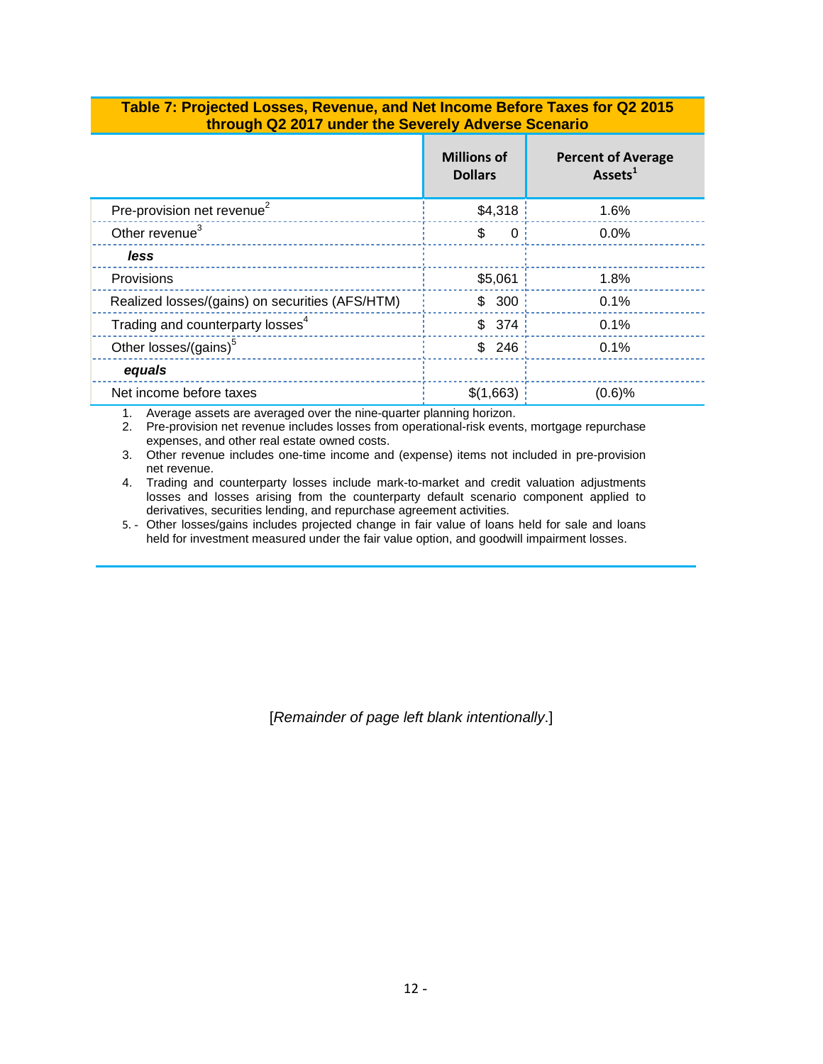**Table 7: Projected Losses, Revenue, and Net Income Before Taxes for Q2 2015 through Q2 2017 under the Severely Adverse Scenario**

| | Millions of Dollars | Percent of Average Assets[1] |
|---|---|---|
| Pre-provision net revenue[2] | $4,318 | 1.6% |
| Other revenue[3] | $ 0 | 0.0% |
| ***less*** | | |
| Provisions | $5,061 | 1.8% |
| Realized losses/(gains) on securities (AFS/HTM) | $ 300 | 0.1% |
| Trading and counterparty losses[4] | $ 374 | 0.1% |
| Other losses/(gains)[5] | $ 246 | 0.1% |
| ***equals*** | | |
| Net income before taxes | $(1,663) | (0.6)% |

1. Average assets are averaged over the nine-quarter planning horizon.
2. Pre-provision net revenue includes losses from operational-risk events, mortgage repurchase expenses, and other real estate owned costs.
3. Other revenue includes one-time income and (expense) items not included in pre-provision net revenue.
4. Trading and counterparty losses include mark-to-market and credit valuation adjustments losses and losses arising from the counterparty default scenario component applied to derivatives, securities lending, and repurchase agreement activities.
5. Other losses/gains includes projected change in fair value of loans held for sale and loans held for investment measured under the fair value option, and goodwill impairment losses.

[*Remainder of page left blank intentionally*.]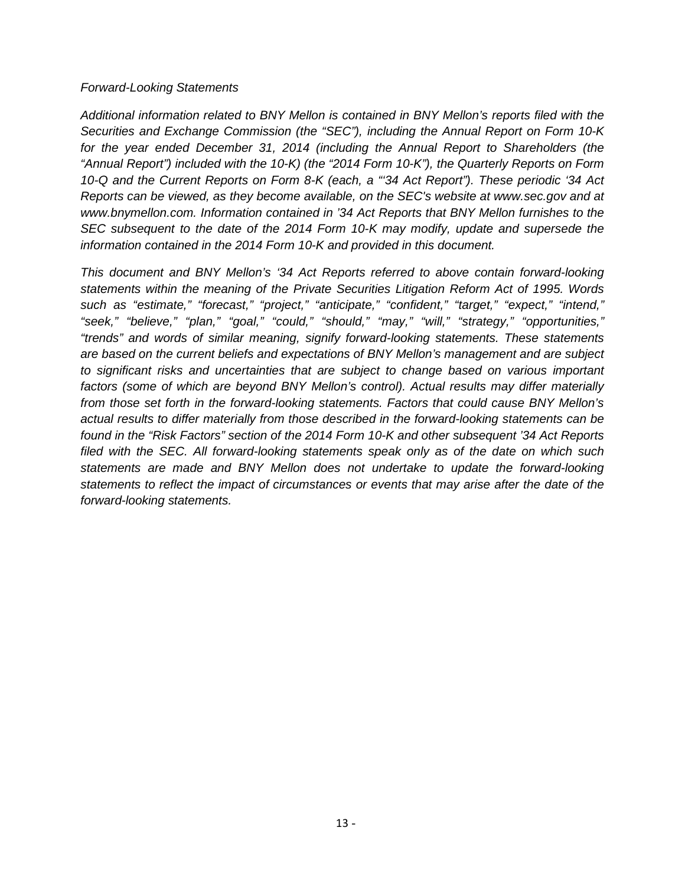*Forward-Looking Statements*

*Additional information related to BNY Mellon is contained in BNY Mellon's reports filed with the Securities and Exchange Commission (the "SEC"), including the Annual Report on Form 10-K for the year ended December 31, 2014 (including the Annual Report to Shareholders (the "Annual Report") included with the 10-K) (the "2014 Form 10-K"), the Quarterly Reports on Form 10-Q and the Current Reports on Form 8-K (each, a "'34 Act Report"). These periodic '34 Act Reports can be viewed, as they become available, on the SEC's website at www.sec.gov and at www.bnymellon.com. Information contained in '34 Act Reports that BNY Mellon furnishes to the SEC subsequent to the date of the 2014 Form 10-K may modify, update and supersede the information contained in the 2014 Form 10-K and provided in this document.*

*This document and BNY Mellon's '34 Act Reports referred to above contain forward-looking statements within the meaning of the Private Securities Litigation Reform Act of 1995. Words such as "estimate," "forecast," "project," "anticipate," "confident," "target," "expect," "intend," "seek," "believe," "plan," "goal," "could," "should," "may," "will," "strategy," "opportunities," "trends" and words of similar meaning, signify forward-looking statements. These statements are based on the current beliefs and expectations of BNY Mellon's management and are subject to significant risks and uncertainties that are subject to change based on various important factors (some of which are beyond BNY Mellon's control). Actual results may differ materially from those set forth in the forward-looking statements. Factors that could cause BNY Mellon's actual results to differ materially from those described in the forward-looking statements can be found in the "Risk Factors" section of the 2014 Form 10-K and other subsequent '34 Act Reports filed with the SEC. All forward-looking statements speak only as of the date on which such statements are made and BNY Mellon does not undertake to update the forward-looking statements to reflect the impact of circumstances or events that may arise after the date of the forward-looking statements.*